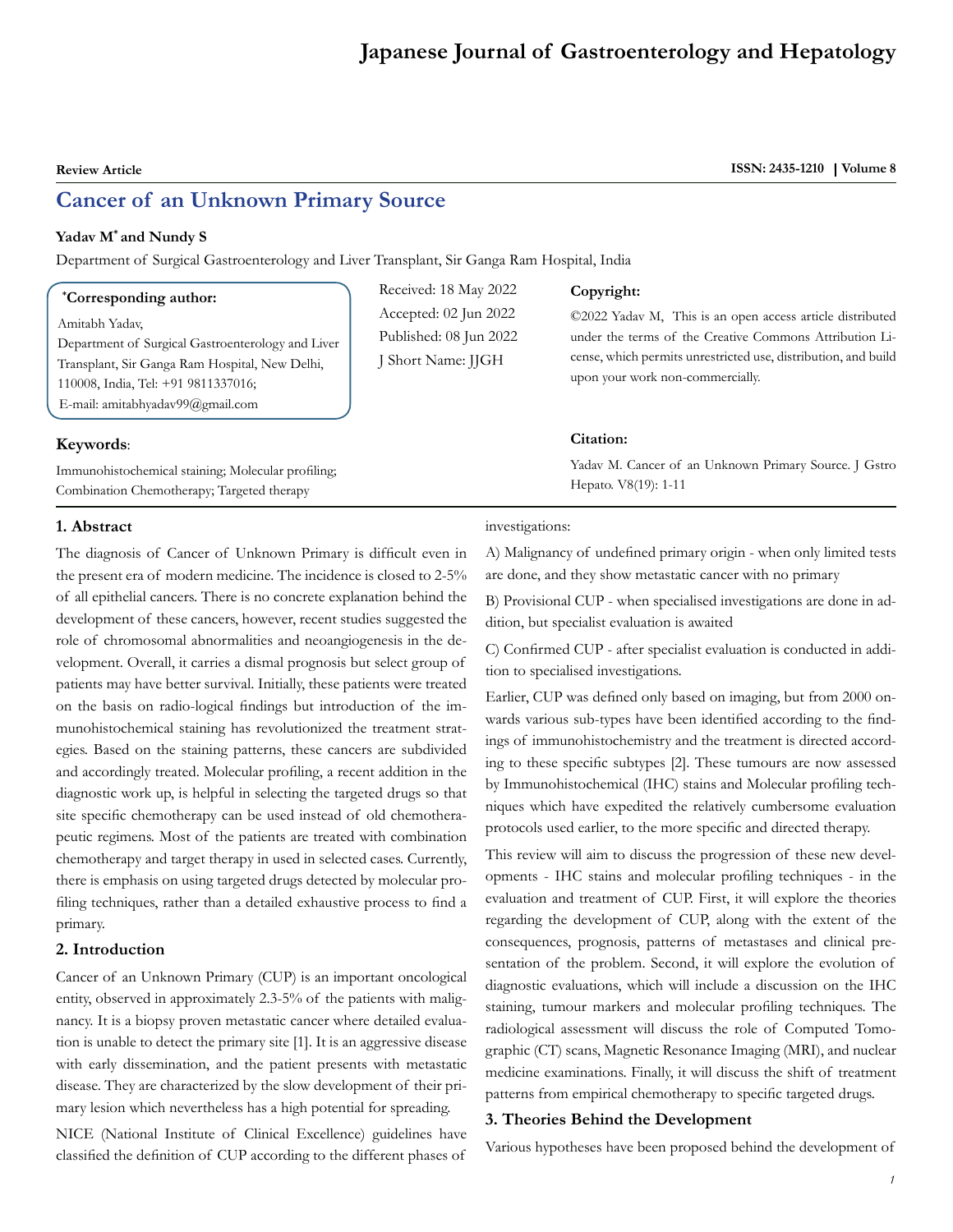Review Article

# Cancer of an Unknown Primary Source

**Yadav M\* and Nundy S**

Department of Surgical Gastroenterology and Liver Transplant, Sir Ganga Ram Hospital, India

**\*Corresponding author:**

Amitabh Yadav,
Department of Surgical Gastroenterology and Liver Transplant, Sir Ganga Ram Hospital, New Delhi, 110008, India, Tel: +91 9811337016;
E-mail: amitabhyadav99@gmail.com

Received: 18 May 2022
Accepted: 02 Jun 2022
Published: 08 Jun 2022
J Short Name: JJGH

**Copyright:**

©2022 Yadav M, This is an open access article distributed under the terms of the Creative Commons Attribution License, which permits unrestricted use, distribution, and build upon your work non-commercially.

**Citation:**

Yadav M. Cancer of an Unknown Primary Source. J Gstro Hepato. V8(19): 1-11

**Keywords**:

Immunohistochemical staining; Molecular profiling; Combination Chemotherapy; Targeted therapy

## 1. Abstract

The diagnosis of Cancer of Unknown Primary is difficult even in the present era of modern medicine. The incidence is closed to 2-5% of all epithelial cancers. There is no concrete explanation behind the development of these cancers, however, recent studies suggested the role of chromosomal abnormalities and neoangiogenesis in the development. Overall, it carries a dismal prognosis but select group of patients may have better survival. Initially, these patients were treated on the basis on radio-logical findings but introduction of the immunohistochemical staining has revolutionized the treatment strategies. Based on the staining patterns, these cancers are subdivided and accordingly treated. Molecular profiling, a recent addition in the diagnostic work up, is helpful in selecting the targeted drugs so that site specific chemotherapy can be used instead of old chemotherapeutic regimens. Most of the patients are treated with combination chemotherapy and target therapy in used in selected cases. Currently, there is emphasis on using targeted drugs detected by molecular profiling techniques, rather than a detailed exhaustive process to find a primary.

## 2. Introduction

Cancer of an Unknown Primary (CUP) is an important oncological entity, observed in approximately 2.3-5% of the patients with malignancy. It is a biopsy proven metastatic cancer where detailed evaluation is unable to detect the primary site [1]. It is an aggressive disease with early dissemination, and the patient presents with metastatic disease. They are characterized by the slow development of their primary lesion which nevertheless has a high potential for spreading.

NICE (National Institute of Clinical Excellence) guidelines have classified the definition of CUP according to the different phases of investigations:

A) Malignancy of undefined primary origin - when only limited tests are done, and they show metastatic cancer with no primary

B) Provisional CUP - when specialised investigations are done in addition, but specialist evaluation is awaited

C) Confirmed CUP - after specialist evaluation is conducted in addition to specialised investigations.

Earlier, CUP was defined only based on imaging, but from 2000 onwards various sub-types have been identified according to the findings of immunohistochemistry and the treatment is directed according to these specific subtypes [2]. These tumours are now assessed by Immunohistochemical (IHC) stains and Molecular profiling techniques which have expedited the relatively cumbersome evaluation protocols used earlier, to the more specific and directed therapy.

This review will aim to discuss the progression of these new developments - IHC stains and molecular profiling techniques - in the evaluation and treatment of CUP. First, it will explore the theories regarding the development of CUP, along with the extent of the consequences, prognosis, patterns of metastases and clinical presentation of the problem. Second, it will explore the evolution of diagnostic evaluations, which will include a discussion on the IHC staining, tumour markers and molecular profiling techniques. The radiological assessment will discuss the role of Computed Tomographic (CT) scans, Magnetic Resonance Imaging (MRI), and nuclear medicine examinations. Finally, it will discuss the shift of treatment patterns from empirical chemotherapy to specific targeted drugs.

## 3. Theories Behind the Development

Various hypotheses have been proposed behind the development of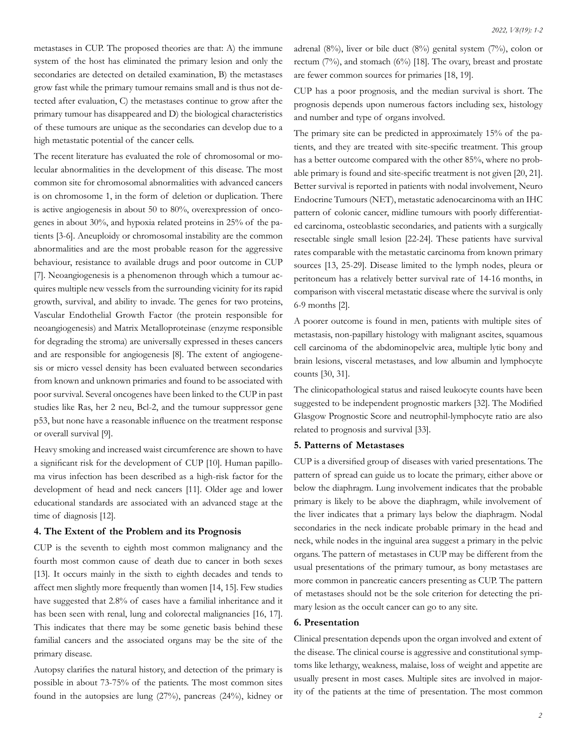metastases in CUP. The proposed theories are that: A) the immune system of the host has eliminated the primary lesion and only the secondaries are detected on detailed examination, B) the metastases grow fast while the primary tumour remains small and is thus not detected after evaluation, C) the metastases continue to grow after the primary tumour has disappeared and D) the biological characteristics of these tumours are unique as the secondaries can develop due to a high metastatic potential of the cancer cells.

The recent literature has evaluated the role of chromosomal or molecular abnormalities in the development of this disease. The most common site for chromosomal abnormalities with advanced cancers is on chromosome 1, in the form of deletion or duplication. There is active angiogenesis in about 50 to 80%, overexpression of oncogenes in about 30%, and hypoxia related proteins in 25% of the patients [3-6]. Aneuploidy or chromosomal instability are the common abnormalities and are the most probable reason for the aggressive behaviour, resistance to available drugs and poor outcome in CUP [7]. Neoangiogenesis is a phenomenon through which a tumour acquires multiple new vessels from the surrounding vicinity for its rapid growth, survival, and ability to invade. The genes for two proteins, Vascular Endothelial Growth Factor (the protein responsible for neoangiogenesis) and Matrix Metalloproteinase (enzyme responsible for degrading the stroma) are universally expressed in theses cancers and are responsible for angiogenesis [8]. The extent of angiogenesis or micro vessel density has been evaluated between secondaries from known and unknown primaries and found to be associated with poor survival. Several oncogenes have been linked to the CUP in past studies like Ras, her 2 neu, Bcl-2, and the tumour suppressor gene p53, but none have a reasonable influence on the treatment response or overall survival [9].

Heavy smoking and increased waist circumference are shown to have a significant risk for the development of CUP [10]. Human papilloma virus infection has been described as a high-risk factor for the development of head and neck cancers [11]. Older age and lower educational standards are associated with an advanced stage at the time of diagnosis [12].

## 4. The Extent of the Problem and its Prognosis

CUP is the seventh to eighth most common malignancy and the fourth most common cause of death due to cancer in both sexes [13]. It occurs mainly in the sixth to eighth decades and tends to affect men slightly more frequently than women [14, 15]. Few studies have suggested that 2.8% of cases have a familial inheritance and it has been seen with renal, lung and colorectal malignancies [16, 17]. This indicates that there may be some genetic basis behind these familial cancers and the associated organs may be the site of the primary disease.

Autopsy clarifies the natural history, and detection of the primary is possible in about 73-75% of the patients. The most common sites found in the autopsies are lung (27%), pancreas (24%), kidney or adrenal (8%), liver or bile duct (8%) genital system (7%), colon or rectum (7%), and stomach (6%) [18]. The ovary, breast and prostate are fewer common sources for primaries [18, 19].

CUP has a poor prognosis, and the median survival is short. The prognosis depends upon numerous factors including sex, histology and number and type of organs involved.

The primary site can be predicted in approximately 15% of the patients, and they are treated with site-specific treatment. This group has a better outcome compared with the other 85%, where no probable primary is found and site-specific treatment is not given [20, 21]. Better survival is reported in patients with nodal involvement, Neuro Endocrine Tumours (NET), metastatic adenocarcinoma with an IHC pattern of colonic cancer, midline tumours with poorly differentiated carcinoma, osteoblastic secondaries, and patients with a surgically resectable single small lesion [22-24]. These patients have survival rates comparable with the metastatic carcinoma from known primary sources [13, 25-29]. Disease limited to the lymph nodes, pleura or peritoneum has a relatively better survival rate of 14-16 months, in comparison with visceral metastatic disease where the survival is only 6-9 months [2].

A poorer outcome is found in men, patients with multiple sites of metastasis, non-papillary histology with malignant ascites, squamous cell carcinoma of the abdominopelvic area, multiple lytic bony and brain lesions, visceral metastases, and low albumin and lymphocyte counts [30, 31].

The clinicopathological status and raised leukocyte counts have been suggested to be independent prognostic markers [32]. The Modified Glasgow Prognostic Score and neutrophil-lymphocyte ratio are also related to prognosis and survival [33].

## 5. Patterns of Metastases

CUP is a diversified group of diseases with varied presentations. The pattern of spread can guide us to locate the primary, either above or below the diaphragm. Lung involvement indicates that the probable primary is likely to be above the diaphragm, while involvement of the liver indicates that a primary lays below the diaphragm. Nodal secondaries in the neck indicate probable primary in the head and neck, while nodes in the inguinal area suggest a primary in the pelvic organs. The pattern of metastases in CUP may be different from the usual presentations of the primary tumour, as bony metastases are more common in pancreatic cancers presenting as CUP. The pattern of metastases should not be the sole criterion for detecting the primary lesion as the occult cancer can go to any site.

## 6. Presentation

Clinical presentation depends upon the organ involved and extent of the disease. The clinical course is aggressive and constitutional symptoms like lethargy, weakness, malaise, loss of weight and appetite are usually present in most cases. Multiple sites are involved in majority of the patients at the time of presentation. The most common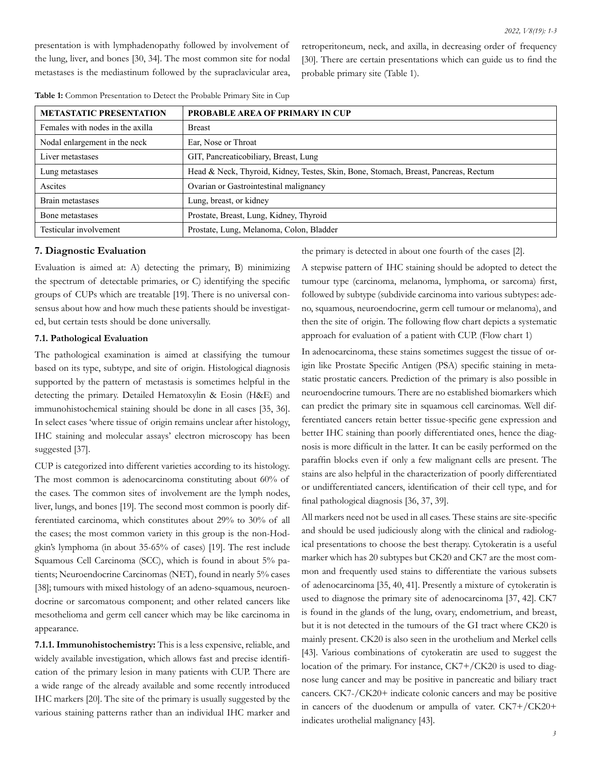presentation is with lymphadenopathy followed by involvement of the lung, liver, and bones [30, 34]. The most common site for nodal metastases is the mediastinum followed by the supraclavicular area, retroperitoneum, neck, and axilla, in decreasing order of frequency [30]. There are certain presentations which can guide us to find the probable primary site (Table 1).

**Table 1:** Common Presentation to Detect the Probable Primary Site in Cup

| METASTATIC PRESENTATION | PROBABLE AREA OF PRIMARY IN CUP |
|---|---|
| Females with nodes in the axilla | Breast |
| Nodal enlargement in the neck | Ear, Nose or Throat |
| Liver metastases | GIT, Pancreaticobiliary, Breast, Lung |
| Lung metastases | Head & Neck, Thyroid, Kidney, Testes, Skin, Bone, Stomach, Breast, Pancreas, Rectum |
| Ascites | Ovarian or Gastrointestinal malignancy |
| Brain metastases | Lung, breast, or kidney |
| Bone metastases | Prostate, Breast, Lung, Kidney, Thyroid |
| Testicular involvement | Prostate, Lung, Melanoma, Colon, Bladder |

## 7. Diagnostic Evaluation

Evaluation is aimed at: A) detecting the primary, B) minimizing the spectrum of detectable primaries, or C) identifying the specific groups of CUPs which are treatable [19]. There is no universal consensus about how and how much these patients should be investigated, but certain tests should be done universally.

### 7.1. Pathological Evaluation

The pathological examination is aimed at classifying the tumour based on its type, subtype, and site of origin. Histological diagnosis supported by the pattern of metastasis is sometimes helpful in the detecting the primary. Detailed Hematoxylin & Eosin (H&E) and immunohistochemical staining should be done in all cases [35, 36]. In select cases 'where tissue of origin remains unclear after histology, IHC staining and molecular assays' electron microscopy has been suggested [37].

CUP is categorized into different varieties according to its histology. The most common is adenocarcinoma constituting about 60% of the cases. The common sites of involvement are the lymph nodes, liver, lungs, and bones [19]. The second most common is poorly differentiated carcinoma, which constitutes about 29% to 30% of all the cases; the most common variety in this group is the non-Hodgkin's lymphoma (in about 35-65% of cases) [19]. The rest include Squamous Cell Carcinoma (SCC), which is found in about 5% patients; Neuroendocrine Carcinomas (NET), found in nearly 5% cases [38]; tumours with mixed histology of an adeno-squamous, neuroendocrine or sarcomatous component; and other related cancers like mesothelioma and germ cell cancer which may be like carcinoma in appearance.

**7.1.1. Immunohistochemistry:** This is a less expensive, reliable, and widely available investigation, which allows fast and precise identification of the primary lesion in many patients with CUP. There are a wide range of the already available and some recently introduced IHC markers [20]. The site of the primary is usually suggested by the various staining patterns rather than an individual IHC marker and the primary is detected in about one fourth of the cases [2].

A stepwise pattern of IHC staining should be adopted to detect the tumour type (carcinoma, melanoma, lymphoma, or sarcoma) first, followed by subtype (subdivide carcinoma into various subtypes: adeno, squamous, neuroendocrine, germ cell tumour or melanoma), and then the site of origin. The following flow chart depicts a systematic approach for evaluation of a patient with CUP. (Flow chart 1)

In adenocarcinoma, these stains sometimes suggest the tissue of origin like Prostate Specific Antigen (PSA) specific staining in metastatic prostatic cancers. Prediction of the primary is also possible in neuroendocrine tumours. There are no established biomarkers which can predict the primary site in squamous cell carcinomas. Well differentiated cancers retain better tissue-specific gene expression and better IHC staining than poorly differentiated ones, hence the diagnosis is more difficult in the latter. It can be easily performed on the paraffin blocks even if only a few malignant cells are present. The stains are also helpful in the characterization of poorly differentiated or undifferentiated cancers, identification of their cell type, and for final pathological diagnosis [36, 37, 39].

All markers need not be used in all cases. These stains are site-specific and should be used judiciously along with the clinical and radiological presentations to choose the best therapy. Cytokeratin is a useful marker which has 20 subtypes but CK20 and CK7 are the most common and frequently used stains to differentiate the various subsets of adenocarcinoma [35, 40, 41]. Presently a mixture of cytokeratin is used to diagnose the primary site of adenocarcinoma [37, 42]. CK7 is found in the glands of the lung, ovary, endometrium, and breast, but it is not detected in the tumours of the GI tract where CK20 is mainly present. CK20 is also seen in the urothelium and Merkel cells [43]. Various combinations of cytokeratin are used to suggest the location of the primary. For instance, CK7+/CK20 is used to diagnose lung cancer and may be positive in pancreatic and biliary tract cancers. CK7-/CK20+ indicate colonic cancers and may be positive in cancers of the duodenum or ampulla of vater. CK7+/CK20+ indicates urothelial malignancy [43].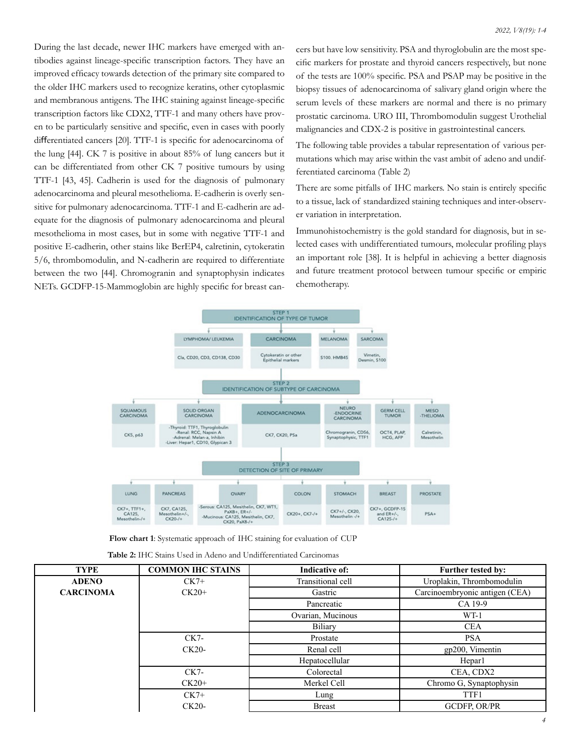During the last decade, newer IHC markers have emerged with antibodies against lineage-specific transcription factors. They have an improved efficacy towards detection of the primary site compared to the older IHC markers used to recognize keratins, other cytoplasmic and membranous antigens. The IHC staining against lineage-specific transcription factors like CDX2, TTF-1 and many others have proven to be particularly sensitive and specific, even in cases with poorly differentiated cancers [20]. TTF-1 is specific for adenocarcinoma of the lung [44]. CK 7 is positive in about 85% of lung cancers but it can be differentiated from other CK 7 positive tumours by using TTF-1 [43, 45]. Cadherin is used for the diagnosis of pulmonary adenocarcinoma and pleural mesothelioma. E-cadherin is overly sensitive for pulmonary adenocarcinoma. TTF-1 and E-cadherin are adequate for the diagnosis of pulmonary adenocarcinoma and pleural mesothelioma in most cases, but in some with negative TTF-1 and positive E-cadherin, other stains like BerEP4, calretinin, cytokeratin 5/6, thrombomodulin, and N-cadherin are required to differentiate between the two [44]. Chromogranin and synaptophysin indicates NETs. GCDFP-15-Mammoglobin are highly specific for breast cancers but have low sensitivity. PSA and thyroglobulin are the most specific markers for prostate and thyroid cancers respectively, but none of the tests are 100% specific. PSA and PSAP may be positive in the biopsy tissues of adenocarcinoma of salivary gland origin where the serum levels of these markers are normal and there is no primary prostatic carcinoma. URO III, Thrombomodulin suggest Urothelial malignancies and CDX-2 is positive in gastrointestinal cancers.

The following table provides a tabular representation of various permutations which may arise within the vast ambit of adeno and undifferentiated carcinoma (Table 2)

There are some pitfalls of IHC markers. No stain is entirely specific to a tissue, lack of standardized staining techniques and inter-observer variation in interpretation.

Immunohistochemistry is the gold standard for diagnosis, but in selected cases with undifferentiated tumours, molecular profiling plays an important role [38]. It is helpful in achieving a better diagnosis and future treatment protocol between tumour specific or empiric chemotherapy.

STEP 1
IDENTIFICATION OF TYPE OF TUMOR

- LYMPHOMA/ LEUKEMIA: Cla, CD20, CD3, CD138, CD30
- CARCINOMA: Cytokeratin or other Epithelial markers
- MELANOMA: S100, HMB45
- SARCOMA: Vimetin, Desmin, S100

STEP 2
IDENTIFICATION OF SUBTYPE OF CARCINOMA

- SQUAMOUS CARCINOMA: CK5, p63
- SOLID ORGAN CARCINOMA: -Thyroid: TTF1, Thyroglobulin -Renal: RCC, Napsin A -Adrenal: Melan-a, Inhibin -Liver: Hepar1, CD10, Glypican 3
- ADENOCARCINOMA: CK7, CK20, PSa
- NEURO-ENDOCRINE CARCINOMA: Chromogranin, CD56, Synaptophysic, TTF1
- GERM CELL TUMOR: OCT4, PLAP, HCG, AFP
- MESOTHELIOMA: Calretinin, Mesothelin

STEP 3
DETECTION OF SITE OF PRIMARY

- LUNG: CK7+, TTF1+, CA125, Mesothelin-/+
- PANCREAS: CK7, CA125, Mesothelin+/-, CK20-/+
- OVARY: -Serous: CA125, Mesithelin, CK7, WT1, PaXB+, ER+/- -Mucinous: CA125, Mesithelin, CK7, CK20, PaX8-/+
- COLON: CK20+, CK7-/+
- STOMACH: CK7+/-, CK20, Mesothelin -/+
- BREAST: CK7+, GCDFP-15 and ER+/-, CA125-/+
- PROSTATE: PSA+

**Flow chart 1**: Systematic approach of IHC staining for evaluation of CUP

**Table 2:** IHC Stains Used in Adeno and Undifferentiated Carcinomas

| TYPE | COMMON IHC STAINS | Indicative of: | Further tested by: |
|---|---|---|---|
| ADENO CARCINOMA | CK7+ CK20+ | Transitional cell | Uroplakin, Thrombomodulin |
| | | Gastric | Carcinoembryonic antigen (CEA) |
| | | Pancreatic | CA 19-9 |
| | | Ovarian, Mucinous | WT-1 |
| | | Biliary | CEA |
| | CK7- CK20- | Prostate | PSA |
| | | Renal cell | gp200, Vimentin |
| | | Hepatocellular | Hepar1 |
| | CK7- CK20+ | Colorectal | CEA, CDX2 |
| | | Merkel Cell | Chromo G, Synaptophysin |
| | CK7+ CK20- | Lung | TTF1 |
| | | Breast | GCDFP, OR/PR |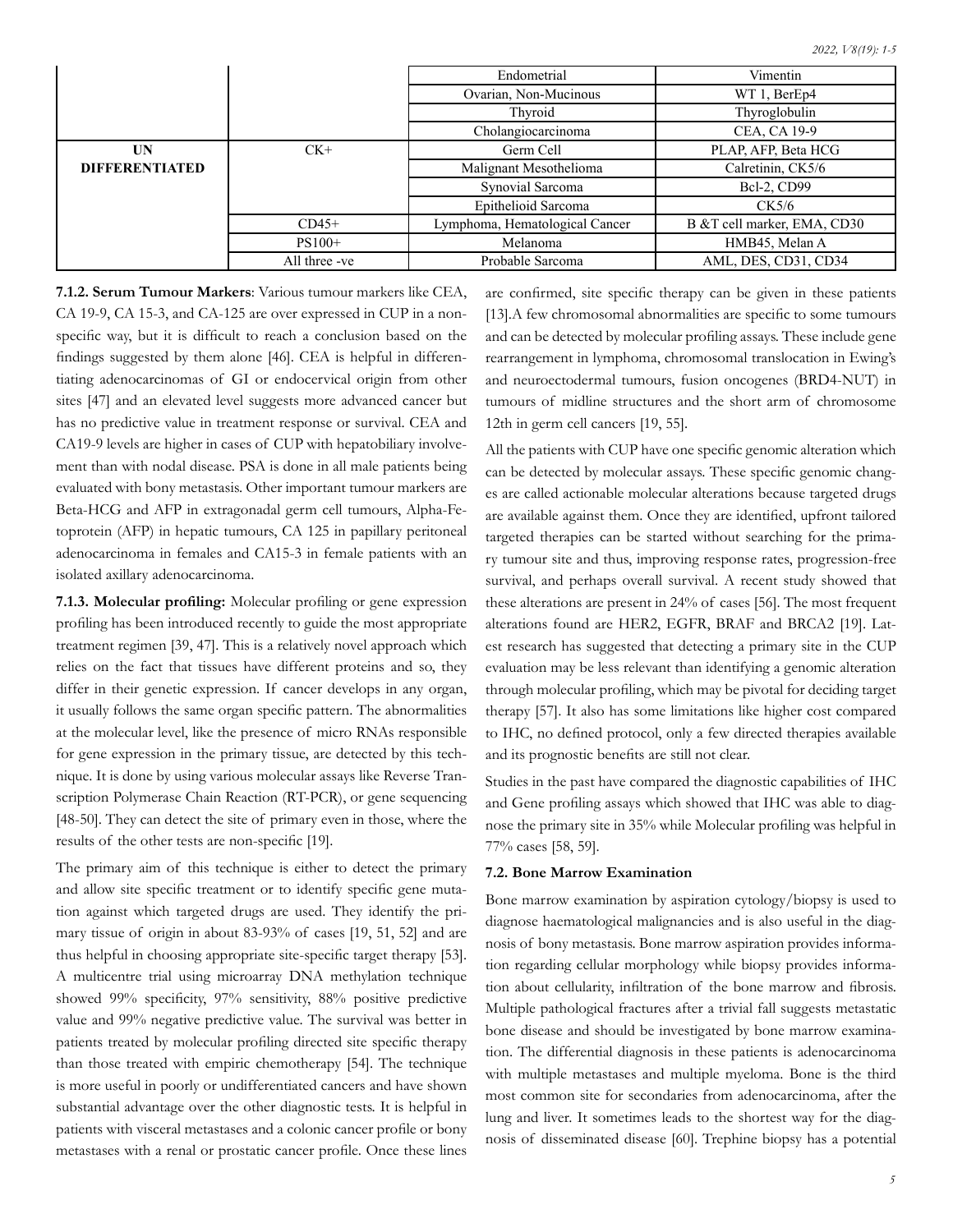| | | Endometrial | Vimentin |
|---|---|---|---|
| | | Ovarian, Non-Mucinous | WT 1, BerEp4 |
| | | Thyroid | Thyroglobulin |
| | | Cholangiocarcinoma | CEA, CA 19-9 |
| **UN DIFFERENTIATED** | CK+ | Germ Cell | PLAP, AFP, Beta HCG |
| | | Malignant Mesothelioma | Calretinin, CK5/6 |
| | | Synovial Sarcoma | Bcl-2, CD99 |
| | | Epithelioid Sarcoma | CK5/6 |
| | CD45+ | Lymphoma, Hematological Cancer | B &T cell marker, EMA, CD30 |
| | PS100+ | Melanoma | HMB45, Melan A |
| | All three -ve | Probable Sarcoma | AML, DES, CD31, CD34 |

**7.1.2. Serum Tumour Markers**: Various tumour markers like CEA, CA 19-9, CA 15-3, and CA-125 are over expressed in CUP in a non-specific way, but it is difficult to reach a conclusion based on the findings suggested by them alone [46]. CEA is helpful in differentiating adenocarcinomas of GI or endocervical origin from other sites [47] and an elevated level suggests more advanced cancer but has no predictive value in treatment response or survival. CEA and CA19-9 levels are higher in cases of CUP with hepatobiliary involvement than with nodal disease. PSA is done in all male patients being evaluated with bony metastasis. Other important tumour markers are Beta-HCG and AFP in extragonadal germ cell tumours, Alpha-Fetoprotein (AFP) in hepatic tumours, CA 125 in papillary peritoneal adenocarcinoma in females and CA15-3 in female patients with an isolated axillary adenocarcinoma.

**7.1.3. Molecular profiling:** Molecular profiling or gene expression profiling has been introduced recently to guide the most appropriate treatment regimen [39, 47]. This is a relatively novel approach which relies on the fact that tissues have different proteins and so, they differ in their genetic expression. If cancer develops in any organ, it usually follows the same organ specific pattern. The abnormalities at the molecular level, like the presence of micro RNAs responsible for gene expression in the primary tissue, are detected by this technique. It is done by using various molecular assays like Reverse Transcription Polymerase Chain Reaction (RT-PCR), or gene sequencing [48-50]. They can detect the site of primary even in those, where the results of the other tests are non-specific [19].

The primary aim of this technique is either to detect the primary and allow site specific treatment or to identify specific gene mutation against which targeted drugs are used. They identify the primary tissue of origin in about 83-93% of cases [19, 51, 52] and are thus helpful in choosing appropriate site-specific target therapy [53]. A multicentre trial using microarray DNA methylation technique showed 99% specificity, 97% sensitivity, 88% positive predictive value and 99% negative predictive value. The survival was better in patients treated by molecular profiling directed site specific therapy than those treated with empiric chemotherapy [54]. The technique is more useful in poorly or undifferentiated cancers and have shown substantial advantage over the other diagnostic tests. It is helpful in patients with visceral metastases and a colonic cancer profile or bony metastases with a renal or prostatic cancer profile. Once these lines are confirmed, site specific therapy can be given in these patients [13].A few chromosomal abnormalities are specific to some tumours and can be detected by molecular profiling assays. These include gene rearrangement in lymphoma, chromosomal translocation in Ewing's and neuroectodermal tumours, fusion oncogenes (BRD4-NUT) in tumours of midline structures and the short arm of chromosome 12th in germ cell cancers [19, 55].

All the patients with CUP have one specific genomic alteration which can be detected by molecular assays. These specific genomic changes are called actionable molecular alterations because targeted drugs are available against them. Once they are identified, upfront tailored targeted therapies can be started without searching for the primary tumour site and thus, improving response rates, progression-free survival, and perhaps overall survival. A recent study showed that these alterations are present in 24% of cases [56]. The most frequent alterations found are HER2, EGFR, BRAF and BRCA2 [19]. Latest research has suggested that detecting a primary site in the CUP evaluation may be less relevant than identifying a genomic alteration through molecular profiling, which may be pivotal for deciding target therapy [57]. It also has some limitations like higher cost compared to IHC, no defined protocol, only a few directed therapies available and its prognostic benefits are still not clear.

Studies in the past have compared the diagnostic capabilities of IHC and Gene profiling assays which showed that IHC was able to diagnose the primary site in 35% while Molecular profiling was helpful in 77% cases [58, 59].

**7.2. Bone Marrow Examination**

Bone marrow examination by aspiration cytology/biopsy is used to diagnose haematological malignancies and is also useful in the diagnosis of bony metastasis. Bone marrow aspiration provides information regarding cellular morphology while biopsy provides information about cellularity, infiltration of the bone marrow and fibrosis. Multiple pathological fractures after a trivial fall suggests metastatic bone disease and should be investigated by bone marrow examination. The differential diagnosis in these patients is adenocarcinoma with multiple metastases and multiple myeloma. Bone is the third most common site for secondaries from adenocarcinoma, after the lung and liver. It sometimes leads to the shortest way for the diagnosis of disseminated disease [60]. Trephine biopsy has a potential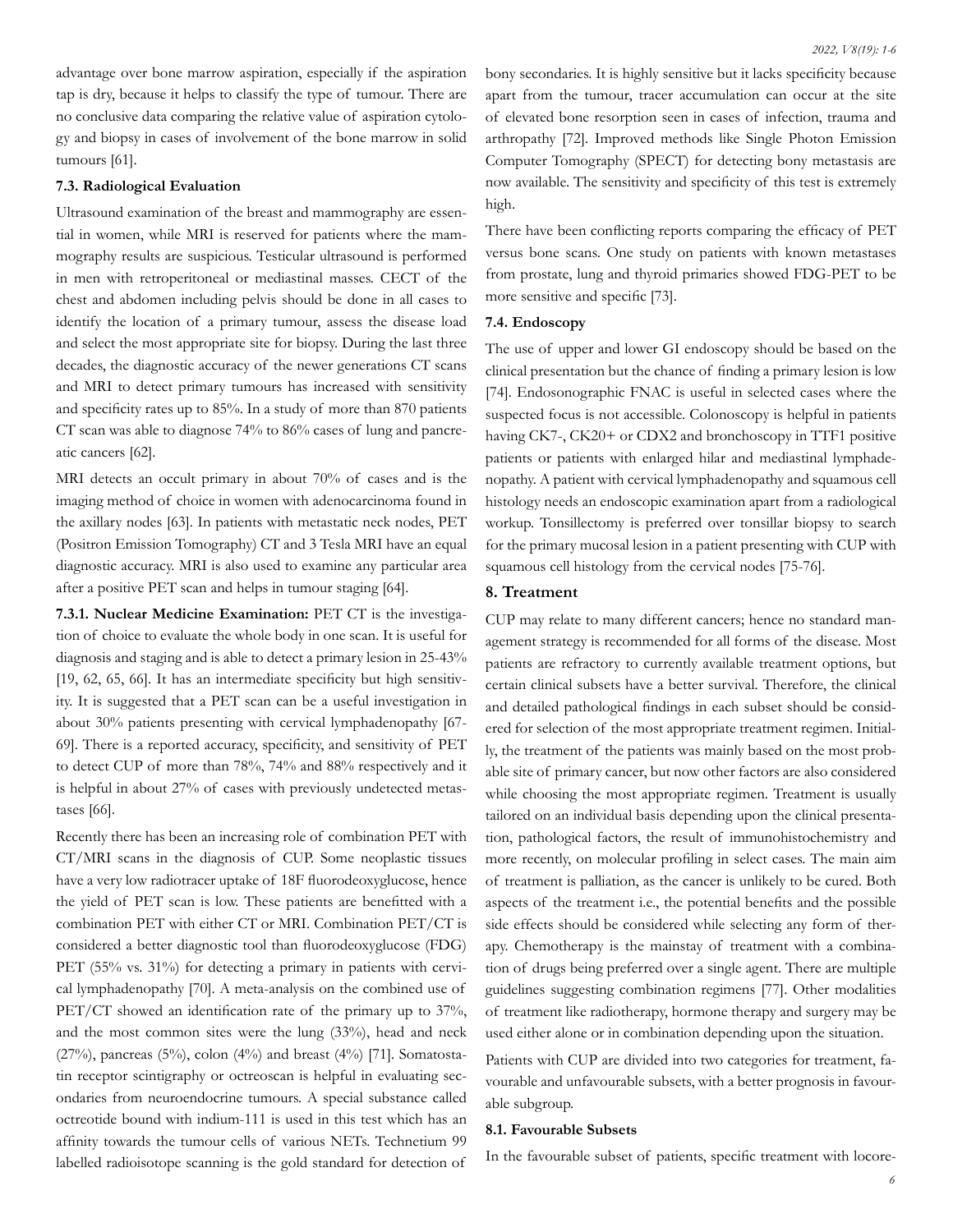advantage over bone marrow aspiration, especially if the aspiration tap is dry, because it helps to classify the type of tumour. There are no conclusive data comparing the relative value of aspiration cytology and biopsy in cases of involvement of the bone marrow in solid tumours [61].

### 7.3. Radiological Evaluation

Ultrasound examination of the breast and mammography are essential in women, while MRI is reserved for patients where the mammography results are suspicious. Testicular ultrasound is performed in men with retroperitoneal or mediastinal masses. CECT of the chest and abdomen including pelvis should be done in all cases to identify the location of a primary tumour, assess the disease load and select the most appropriate site for biopsy. During the last three decades, the diagnostic accuracy of the newer generations CT scans and MRI to detect primary tumours has increased with sensitivity and specificity rates up to 85%. In a study of more than 870 patients CT scan was able to diagnose 74% to 86% cases of lung and pancreatic cancers [62].

MRI detects an occult primary in about 70% of cases and is the imaging method of choice in women with adenocarcinoma found in the axillary nodes [63]. In patients with metastatic neck nodes, PET (Positron Emission Tomography) CT and 3 Tesla MRI have an equal diagnostic accuracy. MRI is also used to examine any particular area after a positive PET scan and helps in tumour staging [64].

**7.3.1. Nuclear Medicine Examination:** PET CT is the investigation of choice to evaluate the whole body in one scan. It is useful for diagnosis and staging and is able to detect a primary lesion in 25-43% [19, 62, 65, 66]. It has an intermediate specificity but high sensitivity. It is suggested that a PET scan can be a useful investigation in about 30% patients presenting with cervical lymphadenopathy [67-69]. There is a reported accuracy, specificity, and sensitivity of PET to detect CUP of more than 78%, 74% and 88% respectively and it is helpful in about 27% of cases with previously undetected metastases [66].

Recently there has been an increasing role of combination PET with CT/MRI scans in the diagnosis of CUP. Some neoplastic tissues have a very low radiotracer uptake of 18F fluorodeoxyglucose, hence the yield of PET scan is low. These patients are benefitted with a combination PET with either CT or MRI. Combination PET/CT is considered a better diagnostic tool than fluorodeoxyglucose (FDG) PET (55% vs. 31%) for detecting a primary in patients with cervical lymphadenopathy [70]. A meta-analysis on the combined use of PET/CT showed an identification rate of the primary up to 37%, and the most common sites were the lung (33%), head and neck (27%), pancreas (5%), colon (4%) and breast (4%) [71]. Somatostatin receptor scintigraphy or octreoscan is helpful in evaluating secondaries from neuroendocrine tumours. A special substance called octreotide bound with indium-111 is used in this test which has an affinity towards the tumour cells of various NETs. Technetium 99 labelled radioisotope scanning is the gold standard for detection of bony secondaries. It is highly sensitive but it lacks specificity because apart from the tumour, tracer accumulation can occur at the site of elevated bone resorption seen in cases of infection, trauma and arthropathy [72]. Improved methods like Single Photon Emission Computer Tomography (SPECT) for detecting bony metastasis are now available. The sensitivity and specificity of this test is extremely high.

There have been conflicting reports comparing the efficacy of PET versus bone scans. One study on patients with known metastases from prostate, lung and thyroid primaries showed FDG-PET to be more sensitive and specific [73].

### 7.4. Endoscopy

The use of upper and lower GI endoscopy should be based on the clinical presentation but the chance of finding a primary lesion is low [74]. Endosonographic FNAC is useful in selected cases where the suspected focus is not accessible. Colonoscopy is helpful in patients having CK7-, CK20+ or CDX2 and bronchoscopy in TTF1 positive patients or patients with enlarged hilar and mediastinal lymphadenopathy. A patient with cervical lymphadenopathy and squamous cell histology needs an endoscopic examination apart from a radiological workup. Tonsillectomy is preferred over tonsillar biopsy to search for the primary mucosal lesion in a patient presenting with CUP with squamous cell histology from the cervical nodes [75-76].

## 8. Treatment

CUP may relate to many different cancers; hence no standard management strategy is recommended for all forms of the disease. Most patients are refractory to currently available treatment options, but certain clinical subsets have a better survival. Therefore, the clinical and detailed pathological findings in each subset should be considered for selection of the most appropriate treatment regimen. Initially, the treatment of the patients was mainly based on the most probable site of primary cancer, but now other factors are also considered while choosing the most appropriate regimen. Treatment is usually tailored on an individual basis depending upon the clinical presentation, pathological factors, the result of immunohistochemistry and more recently, on molecular profiling in select cases. The main aim of treatment is palliation, as the cancer is unlikely to be cured. Both aspects of the treatment i.e., the potential benefits and the possible side effects should be considered while selecting any form of therapy. Chemotherapy is the mainstay of treatment with a combination of drugs being preferred over a single agent. There are multiple guidelines suggesting combination regimens [77]. Other modalities of treatment like radiotherapy, hormone therapy and surgery may be used either alone or in combination depending upon the situation.

Patients with CUP are divided into two categories for treatment, favourable and unfavourable subsets, with a better prognosis in favourable subgroup.

### 8.1. Favourable Subsets

In the favourable subset of patients, specific treatment with locore-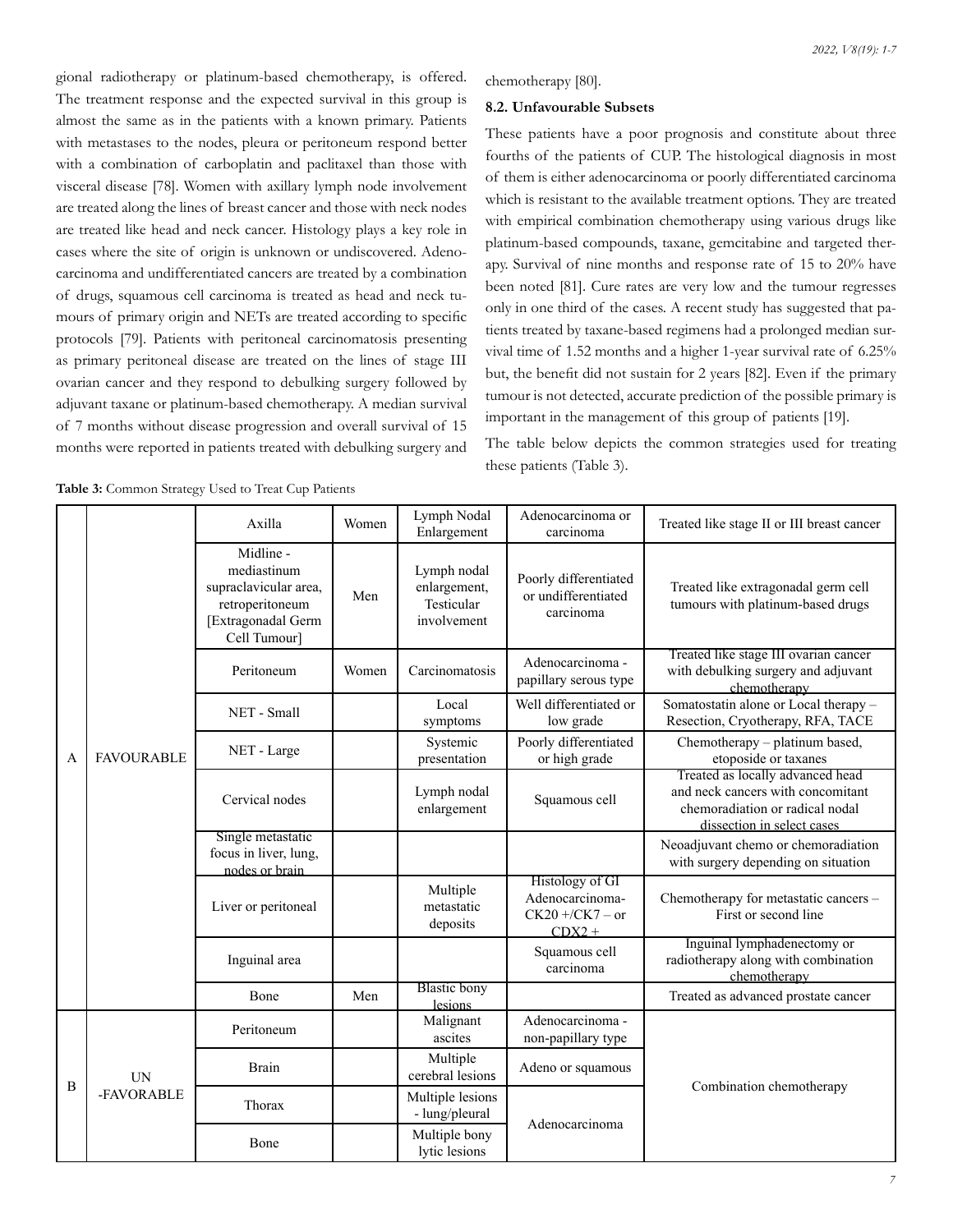gional radiotherapy or platinum-based chemotherapy, is offered. The treatment response and the expected survival in this group is almost the same as in the patients with a known primary. Patients with metastases to the nodes, pleura or peritoneum respond better with a combination of carboplatin and paclitaxel than those with visceral disease [78]. Women with axillary lymph node involvement are treated along the lines of breast cancer and those with neck nodes are treated like head and neck cancer. Histology plays a key role in cases where the site of origin is unknown or undiscovered. Adenocarcinoma and undifferentiated cancers are treated by a combination of drugs, squamous cell carcinoma is treated as head and neck tumours of primary origin and NETs are treated according to specific protocols [79]. Patients with peritoneal carcinomatosis presenting as primary peritoneal disease are treated on the lines of stage III ovarian cancer and they respond to debulking surgery followed by adjuvant taxane or platinum-based chemotherapy. A median survival of 7 months without disease progression and overall survival of 15 months were reported in patients treated with debulking surgery and chemotherapy [80].

### 8.2. Unfavourable Subsets

These patients have a poor prognosis and constitute about three fourths of the patients of CUP. The histological diagnosis in most of them is either adenocarcinoma or poorly differentiated carcinoma which is resistant to the available treatment options. They are treated with empirical combination chemotherapy using various drugs like platinum-based compounds, taxane, gemcitabine and targeted therapy. Survival of nine months and response rate of 15 to 20% have been noted [81]. Cure rates are very low and the tumour regresses only in one third of the cases. A recent study has suggested that patients treated by taxane-based regimens had a prolonged median survival time of 1.52 months and a higher 1-year survival rate of 6.25% but, the benefit did not sustain for 2 years [82]. Even if the primary tumour is not detected, accurate prediction of the possible primary is important in the management of this group of patients [19].

The table below depicts the common strategies used for treating these patients (Table 3).

**Table 3:** Common Strategy Used to Treat Cup Patients

| | | | | | | |
|---|---|---|---|---|---|---|
| A | FAVOURABLE | Axilla | Women | Lymph Nodal Enlargement | Adenocarcinoma or carcinoma | Treated like stage II or III breast cancer |
| | | Midline - mediastinum supraclavicular area, retroperitoneum [Extragonadal Germ Cell Tumour] | Men | Lymph nodal enlargement, Testicular involvement | Poorly differentiated or undifferentiated carcinoma | Treated like extragonadal germ cell tumours with platinum-based drugs |
| | | Peritoneum | Women | Carcinomatosis | Adenocarcinoma - papillary serous type | Treated like stage III ovarian cancer with debulking surgery and adjuvant chemotherapy |
| | | NET - Small | | Local symptoms | Well differentiated or low grade | Somatostatin alone or Local therapy – Resection, Cryotherapy, RFA, TACE |
| | | NET - Large | | Systemic presentation | Poorly differentiated or high grade | Chemotherapy – platinum based, etoposide or taxanes |
| | | Cervical nodes | | Lymph nodal enlargement | Squamous cell | Treated as locally advanced head and neck cancers with concomitant chemoradiation or radical nodal dissection in select cases |
| | | Single metastatic focus in liver, lung, nodes or brain | | | | Neoadjuvant chemo or chemoradiation with surgery depending on situation |
| | | Liver or peritoneal | | Multiple metastatic deposits | Histology of GI Adenocarcinoma- CK20 +/CK7 – or CDX2 + | Chemotherapy for metastatic cancers – First or second line |
| | | Inguinal area | | | Squamous cell carcinoma | Inguinal lymphadenectomy or radiotherapy along with combination chemotherapy |
| | | Bone | Men | Blastic bony lesions | | Treated as advanced prostate cancer |
| B | UN -FAVORABLE | Peritoneum | | Malignant ascites | Adenocarcinoma - non-papillary type | Combination chemotherapy |
| | | Brain | | Multiple cerebral lesions | Adeno or squamous | |
| | | Thorax | | Multiple lesions - lung/pleural | Adenocarcinoma | |
| | | Bone | | Multiple bony lytic lesions | | |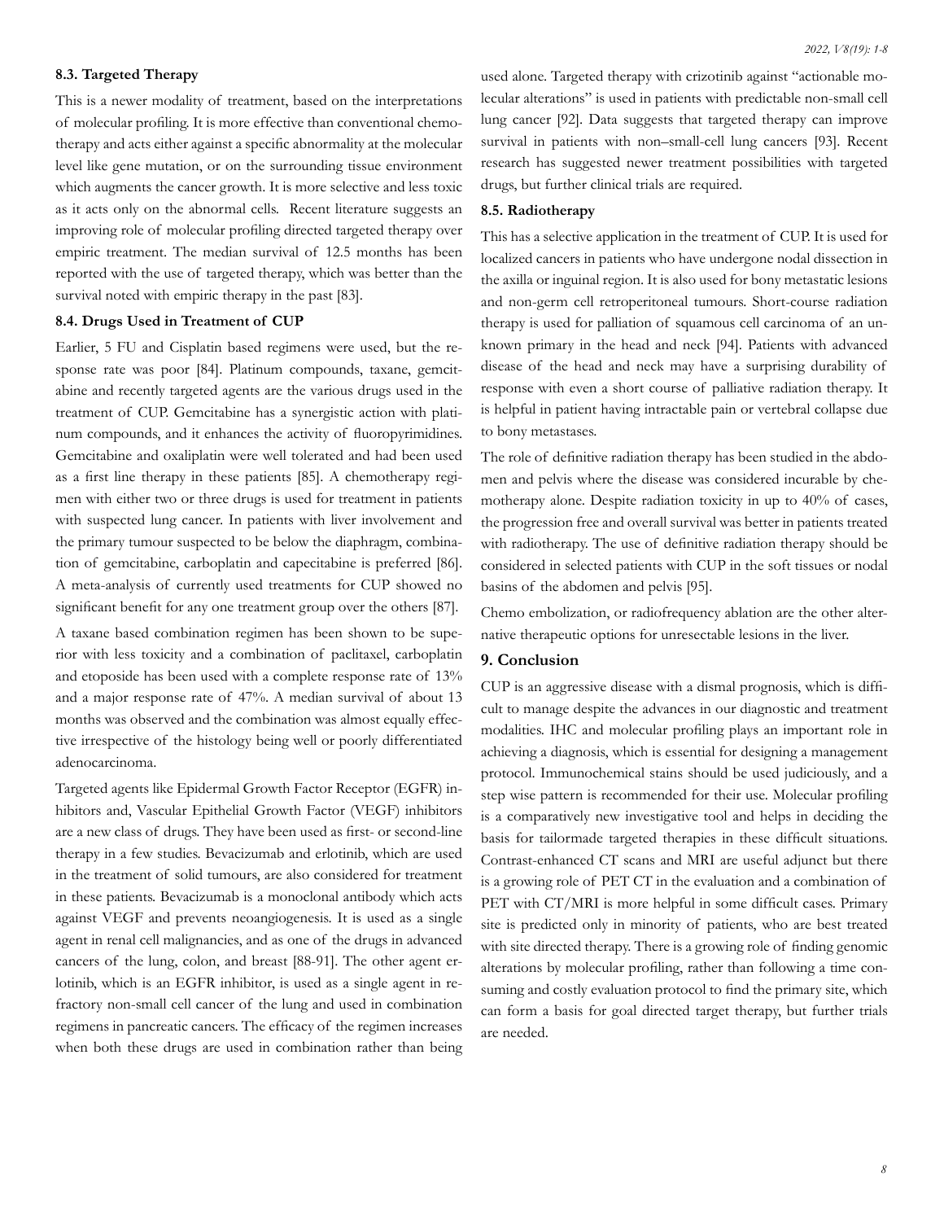### 8.3. Targeted Therapy

This is a newer modality of treatment, based on the interpretations of molecular profiling. It is more effective than conventional chemotherapy and acts either against a specific abnormality at the molecular level like gene mutation, or on the surrounding tissue environment which augments the cancer growth. It is more selective and less toxic as it acts only on the abnormal cells. Recent literature suggests an improving role of molecular profiling directed targeted therapy over empiric treatment. The median survival of 12.5 months has been reported with the use of targeted therapy, which was better than the survival noted with empiric therapy in the past [83].

### 8.4. Drugs Used in Treatment of CUP

Earlier, 5 FU and Cisplatin based regimens were used, but the response rate was poor [84]. Platinum compounds, taxane, gemcitabine and recently targeted agents are the various drugs used in the treatment of CUP. Gemcitabine has a synergistic action with platinum compounds, and it enhances the activity of fluoropyrimidines. Gemcitabine and oxaliplatin were well tolerated and had been used as a first line therapy in these patients [85]. A chemotherapy regimen with either two or three drugs is used for treatment in patients with suspected lung cancer. In patients with liver involvement and the primary tumour suspected to be below the diaphragm, combination of gemcitabine, carboplatin and capecitabine is preferred [86]. A meta-analysis of currently used treatments for CUP showed no significant benefit for any one treatment group over the others [87].

A taxane based combination regimen has been shown to be superior with less toxicity and a combination of paclitaxel, carboplatin and etoposide has been used with a complete response rate of 13% and a major response rate of 47%. A median survival of about 13 months was observed and the combination was almost equally effective irrespective of the histology being well or poorly differentiated adenocarcinoma.

Targeted agents like Epidermal Growth Factor Receptor (EGFR) inhibitors and, Vascular Epithelial Growth Factor (VEGF) inhibitors are a new class of drugs. They have been used as first- or second-line therapy in a few studies. Bevacizumab and erlotinib, which are used in the treatment of solid tumours, are also considered for treatment in these patients. Bevacizumab is a monoclonal antibody which acts against VEGF and prevents neoangiogenesis. It is used as a single agent in renal cell malignancies, and as one of the drugs in advanced cancers of the lung, colon, and breast [88-91]. The other agent erlotinib, which is an EGFR inhibitor, is used as a single agent in refractory non-small cell cancer of the lung and used in combination regimens in pancreatic cancers. The efficacy of the regimen increases when both these drugs are used in combination rather than being used alone. Targeted therapy with crizotinib against "actionable molecular alterations" is used in patients with predictable non-small cell lung cancer [92]. Data suggests that targeted therapy can improve survival in patients with non–small-cell lung cancers [93]. Recent research has suggested newer treatment possibilities with targeted drugs, but further clinical trials are required.

### 8.5. Radiotherapy

This has a selective application in the treatment of CUP. It is used for localized cancers in patients who have undergone nodal dissection in the axilla or inguinal region. It is also used for bony metastatic lesions and non-germ cell retroperitoneal tumours. Short-course radiation therapy is used for palliation of squamous cell carcinoma of an unknown primary in the head and neck [94]. Patients with advanced disease of the head and neck may have a surprising durability of response with even a short course of palliative radiation therapy. It is helpful in patient having intractable pain or vertebral collapse due to bony metastases.

The role of definitive radiation therapy has been studied in the abdomen and pelvis where the disease was considered incurable by chemotherapy alone. Despite radiation toxicity in up to 40% of cases, the progression free and overall survival was better in patients treated with radiotherapy. The use of definitive radiation therapy should be considered in selected patients with CUP in the soft tissues or nodal basins of the abdomen and pelvis [95].

Chemo embolization, or radiofrequency ablation are the other alternative therapeutic options for unresectable lesions in the liver.

## 9. Conclusion

CUP is an aggressive disease with a dismal prognosis, which is difficult to manage despite the advances in our diagnostic and treatment modalities. IHC and molecular profiling plays an important role in achieving a diagnosis, which is essential for designing a management protocol. Immunochemical stains should be used judiciously, and a step wise pattern is recommended for their use. Molecular profiling is a comparatively new investigative tool and helps in deciding the basis for tailormade targeted therapies in these difficult situations. Contrast-enhanced CT scans and MRI are useful adjunct but there is a growing role of PET CT in the evaluation and a combination of PET with CT/MRI is more helpful in some difficult cases. Primary site is predicted only in minority of patients, who are best treated with site directed therapy. There is a growing role of finding genomic alterations by molecular profiling, rather than following a time consuming and costly evaluation protocol to find the primary site, which can form a basis for goal directed target therapy, but further trials are needed.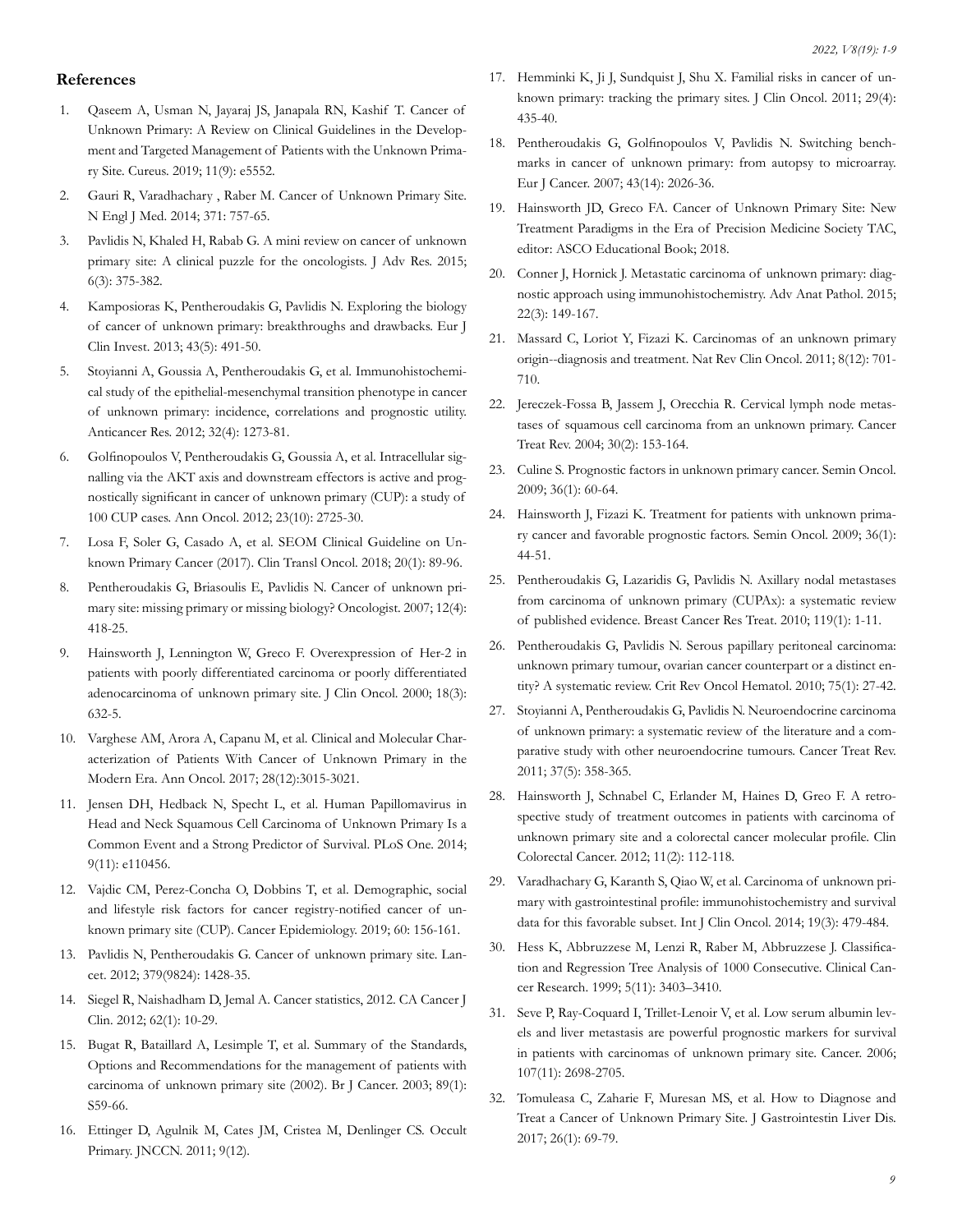## References

1. Qaseem A, Usman N, Jayaraj JS, Janapala RN, Kashif T. Cancer of Unknown Primary: A Review on Clinical Guidelines in the Development and Targeted Management of Patients with the Unknown Primary Site. Cureus. 2019; 11(9): e5552.
2. Gauri R, Varadhachary , Raber M. Cancer of Unknown Primary Site. N Engl J Med. 2014; 371: 757-65.
3. Pavlidis N, Khaled H, Rabab G. A mini review on cancer of unknown primary site: A clinical puzzle for the oncologists. J Adv Res. 2015; 6(3): 375-382.
4. Kamposioras K, Pentheroudakis G, Pavlidis N. Exploring the biology of cancer of unknown primary: breakthroughs and drawbacks. Eur J Clin Invest. 2013; 43(5): 491-50.
5. Stoyianni A, Goussia A, Pentheroudakis G, et al. Immunohistochemical study of the epithelial-mesenchymal transition phenotype in cancer of unknown primary: incidence, correlations and prognostic utility. Anticancer Res. 2012; 32(4): 1273-81.
6. Golfinopoulos V, Pentheroudakis G, Goussia A, et al. Intracellular signalling via the AKT axis and downstream effectors is active and prognostically significant in cancer of unknown primary (CUP): a study of 100 CUP cases. Ann Oncol. 2012; 23(10): 2725-30.
7. Losa F, Soler G, Casado A, et al. SEOM Clinical Guideline on Unknown Primary Cancer (2017). Clin Transl Oncol. 2018; 20(1): 89-96.
8. Pentheroudakis G, Briasoulis E, Pavlidis N. Cancer of unknown primary site: missing primary or missing biology? Oncologist. 2007; 12(4): 418-25.
9. Hainsworth J, Lennington W, Greco F. Overexpression of Her-2 in patients with poorly differentiated carcinoma or poorly differentiated adenocarcinoma of unknown primary site. J Clin Oncol. 2000; 18(3): 632-5.
10. Varghese AM, Arora A, Capanu M, et al. Clinical and Molecular Characterization of Patients With Cancer of Unknown Primary in the Modern Era. Ann Oncol. 2017; 28(12):3015-3021.
11. Jensen DH, Hedback N, Specht L, et al. Human Papillomavirus in Head and Neck Squamous Cell Carcinoma of Unknown Primary Is a Common Event and a Strong Predictor of Survival. PLoS One. 2014; 9(11): e110456.
12. Vajdic CM, Perez-Concha O, Dobbins T, et al. Demographic, social and lifestyle risk factors for cancer registry-notified cancer of unknown primary site (CUP). Cancer Epidemiology. 2019; 60: 156-161.
13. Pavlidis N, Pentheroudakis G. Cancer of unknown primary site. Lancet. 2012; 379(9824): 1428-35.
14. Siegel R, Naishadham D, Jemal A. Cancer statistics, 2012. CA Cancer J Clin. 2012; 62(1): 10-29.
15. Bugat R, Bataillard A, Lesimple T, et al. Summary of the Standards, Options and Recommendations for the management of patients with carcinoma of unknown primary site (2002). Br J Cancer. 2003; 89(1): S59-66.
16. Ettinger D, Agulnik M, Cates JM, Cristea M, Denlinger CS. Occult Primary. JNCCN. 2011; 9(12).
17. Hemminki K, Ji J, Sundquist J, Shu X. Familial risks in cancer of unknown primary: tracking the primary sites. J Clin Oncol. 2011; 29(4): 435-40.
18. Pentheroudakis G, Golfinopoulos V, Pavlidis N. Switching benchmarks in cancer of unknown primary: from autopsy to microarray. Eur J Cancer. 2007; 43(14): 2026-36.
19. Hainsworth JD, Greco FA. Cancer of Unknown Primary Site: New Treatment Paradigms in the Era of Precision Medicine Society TAC, editor: ASCO Educational Book; 2018.
20. Conner J, Hornick J. Metastatic carcinoma of unknown primary: diagnostic approach using immunohistochemistry. Adv Anat Pathol. 2015; 22(3): 149-167.
21. Massard C, Loriot Y, Fizazi K. Carcinomas of an unknown primary origin--diagnosis and treatment. Nat Rev Clin Oncol. 2011; 8(12): 701-710.
22. Jereczek-Fossa B, Jassem J, Orecchia R. Cervical lymph node metastases of squamous cell carcinoma from an unknown primary. Cancer Treat Rev. 2004; 30(2): 153-164.
23. Culine S. Prognostic factors in unknown primary cancer. Semin Oncol. 2009; 36(1): 60-64.
24. Hainsworth J, Fizazi K. Treatment for patients with unknown primary cancer and favorable prognostic factors. Semin Oncol. 2009; 36(1): 44-51.
25. Pentheroudakis G, Lazaridis G, Pavlidis N. Axillary nodal metastases from carcinoma of unknown primary (CUPAx): a systematic review of published evidence. Breast Cancer Res Treat. 2010; 119(1): 1-11.
26. Pentheroudakis G, Pavlidis N. Serous papillary peritoneal carcinoma: unknown primary tumour, ovarian cancer counterpart or a distinct entity? A systematic review. Crit Rev Oncol Hematol. 2010; 75(1): 27-42.
27. Stoyianni A, Pentheroudakis G, Pavlidis N. Neuroendocrine carcinoma of unknown primary: a systematic review of the literature and a comparative study with other neuroendocrine tumours. Cancer Treat Rev. 2011; 37(5): 358-365.
28. Hainsworth J, Schnabel C, Erlander M, Haines D, Greo F. A retrospective study of treatment outcomes in patients with carcinoma of unknown primary site and a colorectal cancer molecular profile. Clin Colorectal Cancer. 2012; 11(2): 112-118.
29. Varadhachary G, Karanth S, Qiao W, et al. Carcinoma of unknown primary with gastrointestinal profile: immunohistochemistry and survival data for this favorable subset. Int J Clin Oncol. 2014; 19(3): 479-484.
30. Hess K, Abbruzzese M, Lenzi R, Raber M, Abbruzzese J. Classification and Regression Tree Analysis of 1000 Consecutive. Clinical Cancer Research. 1999; 5(11): 3403–3410.
31. Seve P, Ray-Coquard I, Trillet-Lenoir V, et al. Low serum albumin levels and liver metastasis are powerful prognostic markers for survival in patients with carcinomas of unknown primary site. Cancer. 2006; 107(11): 2698-2705.
32. Tomuleasa C, Zaharie F, Muresan MS, et al. How to Diagnose and Treat a Cancer of Unknown Primary Site. J Gastrointestin Liver Dis. 2017; 26(1): 69-79.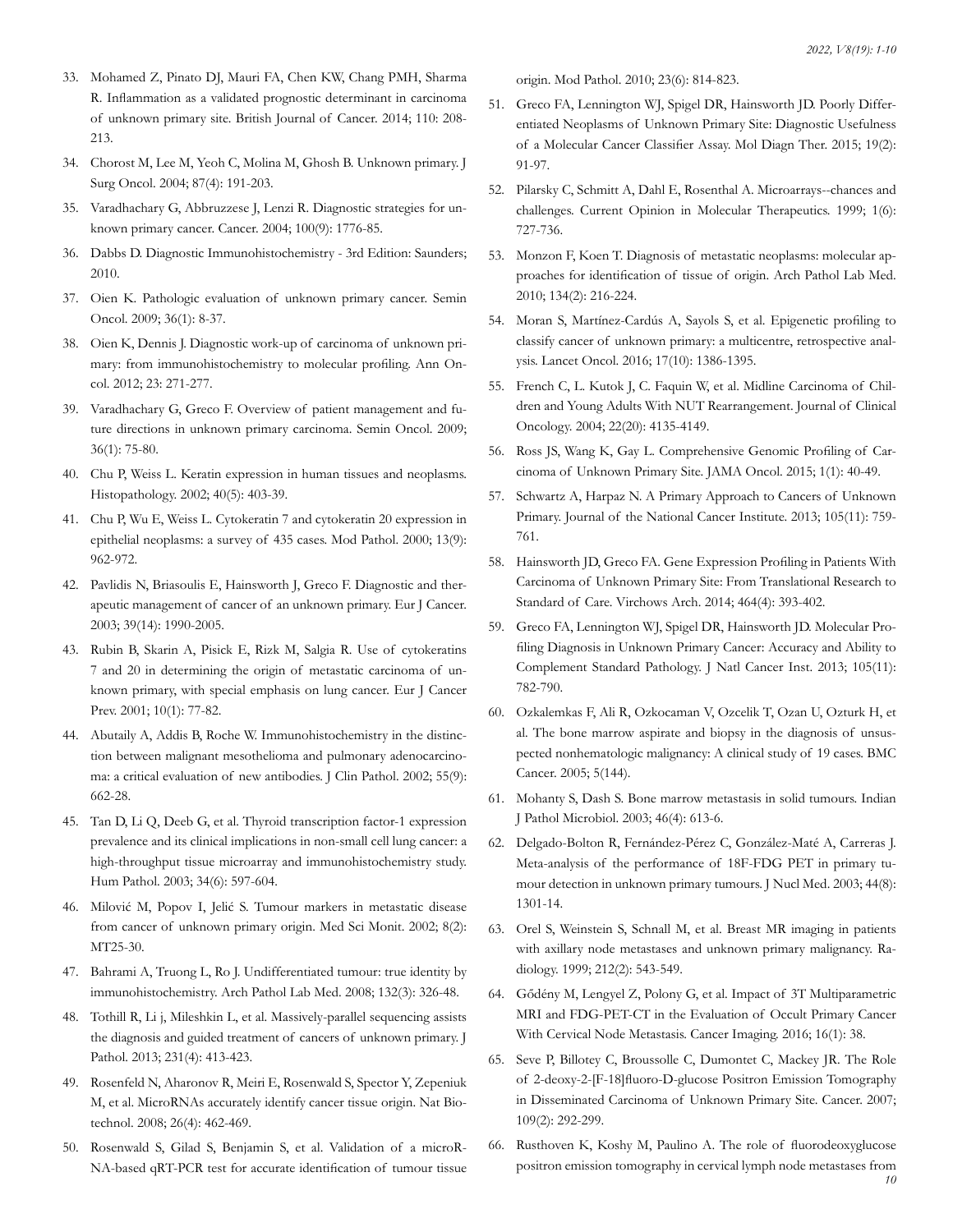33. Mohamed Z, Pinato DJ, Mauri FA, Chen KW, Chang PMH, Sharma R. Inflammation as a validated prognostic determinant in carcinoma of unknown primary site. British Journal of Cancer. 2014; 110: 208-213.

34. Chorost M, Lee M, Yeoh C, Molina M, Ghosh B. Unknown primary. J Surg Oncol. 2004; 87(4): 191-203.

35. Varadhachary G, Abbruzzese J, Lenzi R. Diagnostic strategies for unknown primary cancer. Cancer. 2004; 100(9): 1776-85.

36. Dabbs D. Diagnostic Immunohistochemistry - 3rd Edition: Saunders; 2010.

37. Oien K. Pathologic evaluation of unknown primary cancer. Semin Oncol. 2009; 36(1): 8-37.

38. Oien K, Dennis J. Diagnostic work-up of carcinoma of unknown primary: from immunohistochemistry to molecular profiling. Ann Oncol. 2012; 23: 271-277.

39. Varadhachary G, Greco F. Overview of patient management and future directions in unknown primary carcinoma. Semin Oncol. 2009; 36(1): 75-80.

40. Chu P, Weiss L. Keratin expression in human tissues and neoplasms. Histopathology. 2002; 40(5): 403-39.

41. Chu P, Wu E, Weiss L. Cytokeratin 7 and cytokeratin 20 expression in epithelial neoplasms: a survey of 435 cases. Mod Pathol. 2000; 13(9): 962-972.

42. Pavlidis N, Briasoulis E, Hainsworth J, Greco F. Diagnostic and therapeutic management of cancer of an unknown primary. Eur J Cancer. 2003; 39(14): 1990-2005.

43. Rubin B, Skarin A, Pisick E, Rizk M, Salgia R. Use of cytokeratins 7 and 20 in determining the origin of metastatic carcinoma of unknown primary, with special emphasis on lung cancer. Eur J Cancer Prev. 2001; 10(1): 77-82.

44. Abutaily A, Addis B, Roche W. Immunohistochemistry in the distinction between malignant mesothelioma and pulmonary adenocarcinoma: a critical evaluation of new antibodies. J Clin Pathol. 2002; 55(9): 662-28.

45. Tan D, Li Q, Deeb G, et al. Thyroid transcription factor-1 expression prevalence and its clinical implications in non-small cell lung cancer: a high-throughput tissue microarray and immunohistochemistry study. Hum Pathol. 2003; 34(6): 597-604.

46. Milović M, Popov I, Jelić S. Tumour markers in metastatic disease from cancer of unknown primary origin. Med Sci Monit. 2002; 8(2): MT25-30.

47. Bahrami A, Truong L, Ro J. Undifferentiated tumour: true identity by immunohistochemistry. Arch Pathol Lab Med. 2008; 132(3): 326-48.

48. Tothill R, Li j, Mileshkin L, et al. Massively-parallel sequencing assists the diagnosis and guided treatment of cancers of unknown primary. J Pathol. 2013; 231(4): 413-423.

49. Rosenfeld N, Aharonov R, Meiri E, Rosenwald S, Spector Y, Zepeniuk M, et al. MicroRNAs accurately identify cancer tissue origin. Nat Biotechnol. 2008; 26(4): 462-469.

50. Rosenwald S, Gilad S, Benjamin S, et al. Validation of a microRNA-based qRT-PCR test for accurate identification of tumour tissue origin. Mod Pathol. 2010; 23(6): 814-823.

51. Greco FA, Lennington WJ, Spigel DR, Hainsworth JD. Poorly Differentiated Neoplasms of Unknown Primary Site: Diagnostic Usefulness of a Molecular Cancer Classifier Assay. Mol Diagn Ther. 2015; 19(2): 91-97.

52. Pilarsky C, Schmitt A, Dahl E, Rosenthal A. Microarrays--chances and challenges. Current Opinion in Molecular Therapeutics. 1999; 1(6): 727-736.

53. Monzon F, Koen T. Diagnosis of metastatic neoplasms: molecular approaches for identification of tissue of origin. Arch Pathol Lab Med. 2010; 134(2): 216-224.

54. Moran S, Martínez-Cardús A, Sayols S, et al. Epigenetic profiling to classify cancer of unknown primary: a multicentre, retrospective analysis. Lancet Oncol. 2016; 17(10): 1386-1395.

55. French C, L. Kutok J, C. Faquin W, et al. Midline Carcinoma of Children and Young Adults With NUT Rearrangement. Journal of Clinical Oncology. 2004; 22(20): 4135-4149.

56. Ross JS, Wang K, Gay L. Comprehensive Genomic Profiling of Carcinoma of Unknown Primary Site. JAMA Oncol. 2015; 1(1): 40-49.

57. Schwartz A, Harpaz N. A Primary Approach to Cancers of Unknown Primary. Journal of the National Cancer Institute. 2013; 105(11): 759-761.

58. Hainsworth JD, Greco FA. Gene Expression Profiling in Patients With Carcinoma of Unknown Primary Site: From Translational Research to Standard of Care. Virchows Arch. 2014; 464(4): 393-402.

59. Greco FA, Lennington WJ, Spigel DR, Hainsworth JD. Molecular Profiling Diagnosis in Unknown Primary Cancer: Accuracy and Ability to Complement Standard Pathology. J Natl Cancer Inst. 2013; 105(11): 782-790.

60. Ozkalemkas F, Ali R, Ozkocaman V, Ozcelik T, Ozan U, Ozturk H, et al. The bone marrow aspirate and biopsy in the diagnosis of unsuspected nonhematologic malignancy: A clinical study of 19 cases. BMC Cancer. 2005; 5(144).

61. Mohanty S, Dash S. Bone marrow metastasis in solid tumours. Indian J Pathol Microbiol. 2003; 46(4): 613-6.

62. Delgado-Bolton R, Fernández-Pérez C, González-Maté A, Carreras J. Meta-analysis of the performance of 18F-FDG PET in primary tumour detection in unknown primary tumours. J Nucl Med. 2003; 44(8): 1301-14.

63. Orel S, Weinstein S, Schnall M, et al. Breast MR imaging in patients with axillary node metastases and unknown primary malignancy. Radiology. 1999; 212(2): 543-549.

64. Gődény M, Lengyel Z, Polony G, et al. Impact of 3T Multiparametric MRI and FDG-PET-CT in the Evaluation of Occult Primary Cancer With Cervical Node Metastasis. Cancer Imaging. 2016; 16(1): 38.

65. Seve P, Billotey C, Broussolle C, Dumontet C, Mackey JR. The Role of 2-deoxy-2-[F-18]fluoro-D-glucose Positron Emission Tomography in Disseminated Carcinoma of Unknown Primary Site. Cancer. 2007; 109(2): 292-299.

66. Rusthoven K, Koshy M, Paulino A. The role of fluorodeoxyglucose positron emission tomography in cervical lymph node metastases from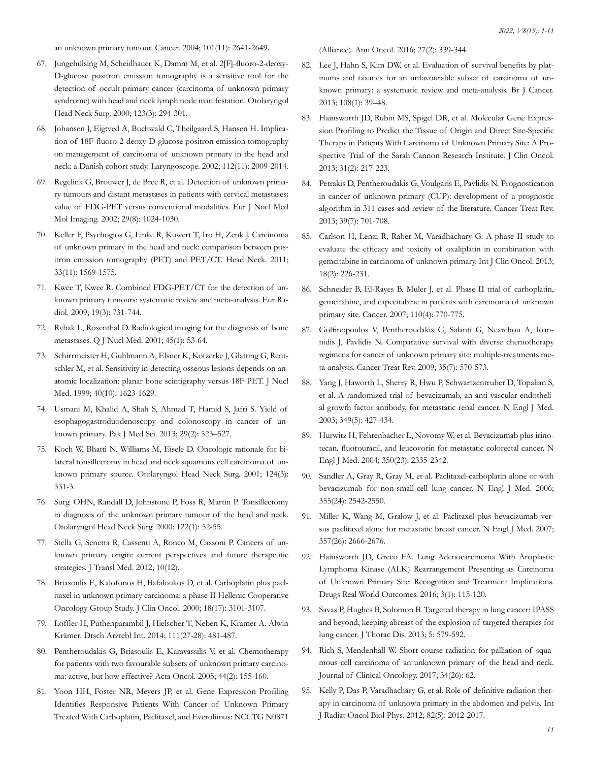an unknown primary tumour. Cancer. 2004; 101(11): 2641-2649.

67. Jungehülsing M, Scheidhauer K, Damm M, et al. 2[F]-fluoro-2-deoxy-D-glucose positron emission tomography is a sensitive tool for the detection of occult primary cancer (carcinoma of unknown primary syndrome) with head and neck lymph node manifestation. Otolaryngol Head Neck Surg. 2000; 123(3): 294-301.

68. Johansen J, Eigtved A, Buchwald C, Theilgaard S, Hansen H. Implication of 18F-fluoro-2-deoxy-D-glucose positron emission tomography on management of carcinoma of unknown primary in the head and neck: a Danish cohort study. Laryngoscope. 2002; 112(11): 2009-2014.

69. Regelink G, Brouwer J, de Bree R, et al. Detection of unknown primary tumours and distant metastases in patients with cervical metastases: value of FDG-PET versus conventional modalities. Eur J Nucl Med Mol Imaging. 2002; 29(8): 1024-1030.

70. Keller F, Psychogios G, Linke R, Kuwert T, Iro H, Zenk J. Carcinoma of unknown primary in the head and neck: comparison between positron emission tomography (PET) and PET/CT. Head Neck. 2011; 33(11): 1569-1575.

71. Kwee T, Kwee R. Combined FDG-PET/CT for the detection of unknown primary tumours: systematic review and meta-analysis. Eur Radiol. 2009; 19(3): 731-744.

72. Rybak L, Rosenthal D. Radiological imaging for the diagnosis of bone metastases. Q J Nucl Med. 2001; 45(1): 53-64.

73. Schirrmeister H, Guhlmann A, Elsner K, Kotzerke J, Glatting G, Rentschler M, et al. Sensitivity in detecting osseous lesions depends on anatomic localization: planar bone scintigraphy versus 18F PET. J Nucl Med. 1999; 40(10): 1623-1629.

74. Usmani M, Khalid A, Shah S, Ahmad T, Hamid S, Jafri S. Yield of esophagogastroduodenoscopy and colonoscopy in cancer of unknown primary. Pak J Med Sci. 2013; 29(2): 523–527.

75. Koch W, Bhatti N, Williams M, Eisele D. Oncologic rationale for bilateral tonsillectomy in head and neck squamous cell carcinoma of unknown primary source. Otolaryngol Head Neck Surg. 2001; 124(3): 331-3.

76. Surg. OHN, Randall D, Johnstone P, Foss R, Martin P. Tonsillectomy in diagnosis of the unknown primary tumour of the head and neck. Otolaryngol Head Neck Surg. 2000; 122(1): 52-55.

77. Stella G, Senetta R, Cassenti A, Ronco M, Cassoni P. Cancers of unknown primary origin: current perspectives and future therapeutic strategies. J Transl Med. 2012; 10(12).

78. Briasoulis E, Kalofonos H, Bafaloukos D, et al. Carboplatin plus paclitaxel in unknown primary carcinoma: a phase II Hellenic Cooperative Oncology Group Study. J Clin Oncol. 2000; 18(17): 3101-3107.

79. Löffler H, Puthenparambil J, Hielscher T, Neben K, Krämer A. Alwin Krämer. Dtsch Arztebl Int. 2014; 111(27-28): 481-487.

80. Pentheroudakis G, Briasoulis E, Karavassilis V, et al. Chemotherapy for patients with two favourable subsets of unknown primary carcinoma: active, but how effective? Acta Oncol. 2005; 44(2): 155-160.

81. Yoon HH, Foster NR, Meyers JP, et al. Gene Expression Profiling Identifies Responsive Patients With Cancer of Unknown Primary Treated With Carboplatin, Paclitaxel, and Everolimus: NCCTG N0871 (Alliance). Ann Oncol. 2016; 27(2): 339-344.

82. Lee J, Hahn S, Kim DW, et al. Evaluation of survival benefits by platinums and taxanes for an unfavourable subset of carcinoma of unknown primary: a systematic review and meta-analysis. Br J Cancer. 2013; 108(1): 39–48.

83. Hainsworth JD, Rubin MS, Spigel DR, et al. Molecular Gene Expression Profiling to Predict the Tissue of Origin and Direct Site-Specific Therapy in Patients With Carcinoma of Unknown Primary Site: A Prospective Trial of the Sarah Cannon Research Institute. J Clin Oncol. 2013; 31(2): 217-223.

84. Petrakis D, Pentheroudakis G, Voulgaris E, Pavlidis N. Prognostication in cancer of unknown primary (CUP): development of a prognostic algorithm in 311 cases and review of the literature. Cancer Treat Rev. 2013; 39(7): 701-708.

85. Carlson H, Lenzi R, Raber M, Varadhachary G. A phase II study to evaluate the efficacy and toxicity of oxaliplatin in combination with gemcitabine in carcinoma of unknown primary. Int J Clin Oncol. 2013; 18(2): 226-231.

86. Schneider B, El-Rayes B, Muler J, et al. Phase II trial of carboplatin, gemcitabine, and capecitabine in patients with carcinoma of unknown primary site. Cancer. 2007; 110(4): 770-775.

87. Golfinopoulos V, Pentheroudakis G, Salanti G, Nearchou A, Ioannidis J, Pavlidis N. Comparative survival with diverse chemotherapy regimens for cancer of unknown primary site: multiple-treatments meta-analysis. Cancer Treat Rev. 2009; 35(7): 570-573.

88. Yang J, Haworth L, Sherry R, Hwu P, Schwartzentruber D, Topalian S, et al. A randomized trial of bevacizumab, an anti-vascular endothelial growth factor antibody, for metastatic renal cancer. N Engl J Med. 2003; 349(5): 427-434.

89. Hurwitz H, Fehrenbacher L, Novotny W, et al. Bevacizumab plus irinotecan, fluorouracil, and leucovorin for metastatic colorectal cancer. N Engl J Med. 2004; 350(23): 2335-2342.

90. Sandler A, Gray R, Gray M, et al. Paclitaxel-carboplatin alone or with bevacizumab for non-small-cell lung cancer. N Engl J Med. 2006; 355(24): 2542-2550.

91. Miller K, Wang M, Gralow J, et al. Paclitaxel plus bevacizumab versus paclitaxel alone for metastatic breast cancer. N Engl J Med. 2007; 357(26): 2666-2676.

92. Hainsworth JD, Greco FA. Lung Adenocarcinoma With Anaplastic Lymphoma Kinase (ALK) Rearrangement Presenting as Carcinoma of Unknown Primary Site: Recognition and Treatment Implications. Drugs Real World Outcomes. 2016; 3(1): 115-120.

93. Savas P, Hughes B, Solomon B. Targeted therapy in lung cancer: IPASS and beyond, keeping abreast of the explosion of targeted therapies for lung cancer. J Thorac Dis. 2013; 5: 579-592.

94. Rich S, Mendenhall W. Short-course radiation for palliation of squamous cell carcinoma of an unknown primary of the head and neck. Journal of Clinical Oncology. 2017; 34(26): 62.

95. Kelly P, Das P, Varadhachary G, et al. Role of definitive radiation therapy in carcinoma of unknown primary in the abdomen and pelvis. Int J Radiat Oncol Biol Phys. 2012; 82(5): 2012-2017.